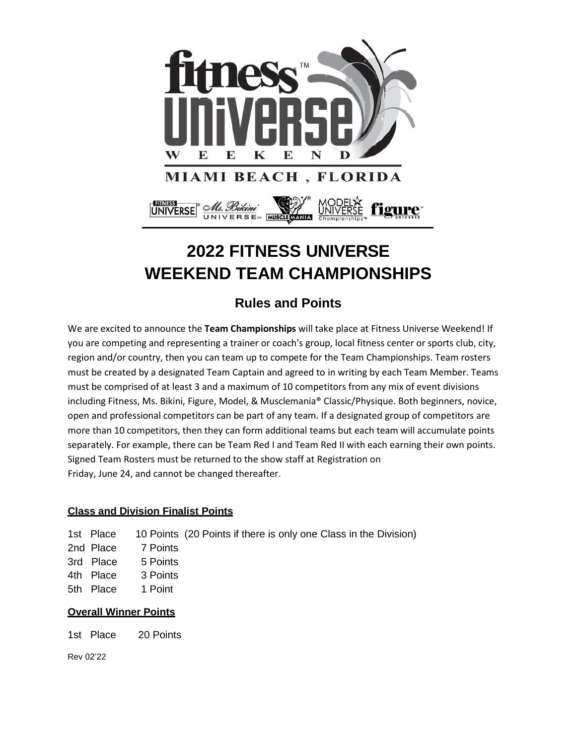# 2022 FITNESS UNIVERSE WEEKEND TEAM CHAMPIONSHIPS

## Rules and Points

We are excited to announce the **Team Championships** will take place at Fitness Universe Weekend! If you are competing and representing a trainer or coach's group, local fitness center or sports club, city, region and/or country, then you can team up to compete for the Team Championships. Team rosters must be created by a designated Team Captain and agreed to in writing by each Team Member. Teams must be comprised of at least 3 and a maximum of 10 competitors from any mix of event divisions including Fitness, Ms. Bikini, Figure, Model, & Musclemania® Classic/Physique. Both beginners, novice, open and professional competitors can be part of any team. If a designated group of competitors are more than 10 competitors, then they can form additional teams but each team will accumulate points separately. For example, there can be Team Red I and Team Red II with each earning their own points. Signed Team Rosters must be returned to the show staff at Registration on Friday, June 24, and cannot be changed thereafter.

### Class and Division Finalist Points

1st Place 10 Points (20 Points if there is only one Class in the Division)
2nd Place 7 Points
3rd Place 5 Points
4th Place 3 Points
5th Place 1 Point

### Overall Winner Points

1st Place 20 Points

Rev 02'22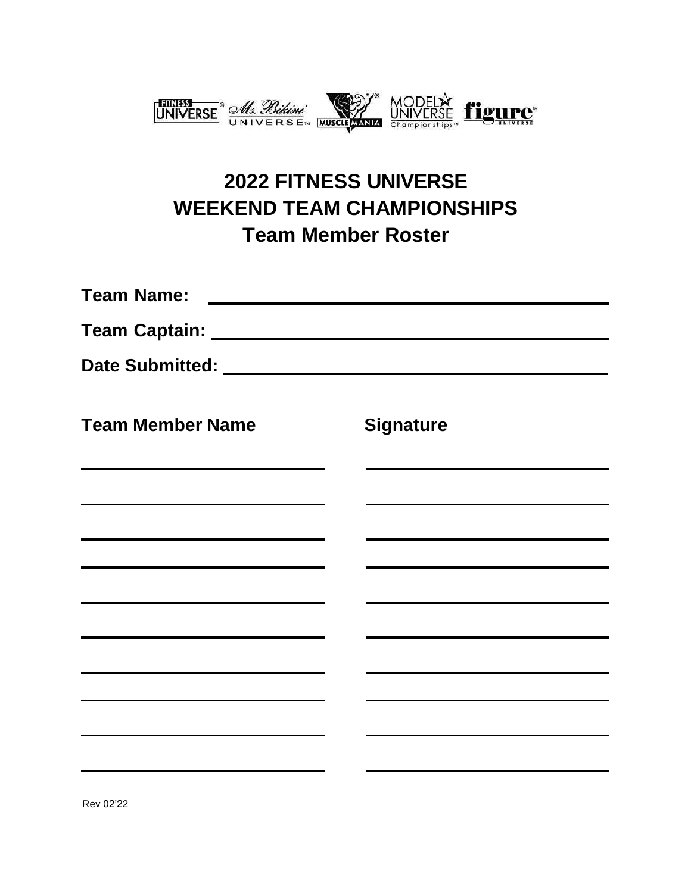# 2022 FITNESS UNIVERSE
# WEEKEND TEAM CHAMPIONSHIPS
## Team Member Roster

**Team Name:** ______________________________

**Team Captain:** ______________________________

**Date Submitted:** ______________________________

| Team Member Name | Signature |
| --- | --- |
| | |
| | |
| | |
| | |
| | |
| | |
| | |
| | |
| | |
| | |

Rev 02'22